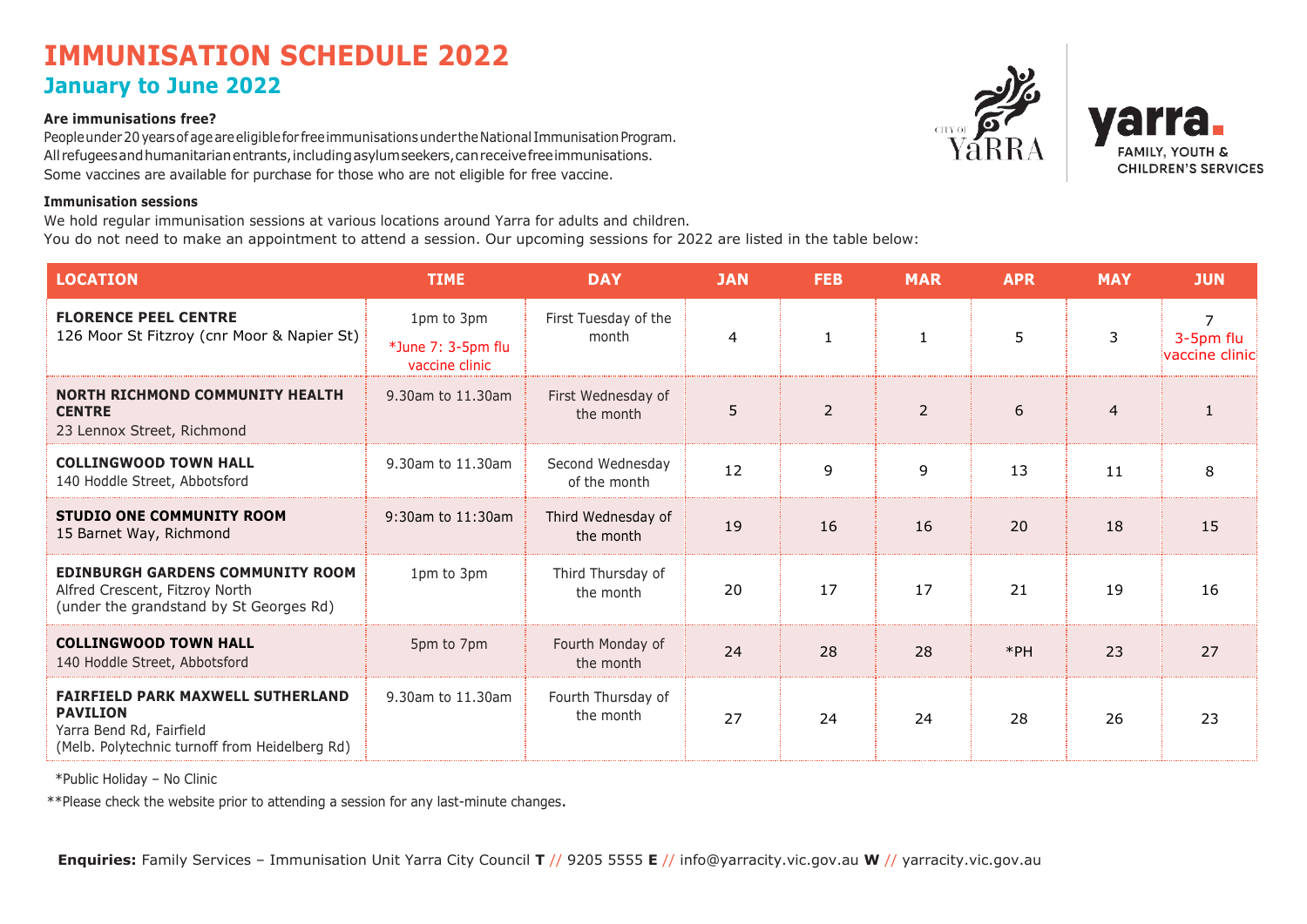# IMMUNISATION SCHEDULE 2022

## January to June 2022

**Are immunisations free?**

People under 20 years of age are eligible for free immunisations under the National Immunisation Program.
All refugees and humanitarian entrants, including asylum seekers, can receive free immunisations.
Some vaccines are available for purchase for those who are not eligible for free vaccine.

**Immunisation sessions**

We hold regular immunisation sessions at various locations around Yarra for adults and children.
You do not need to make an appointment to attend a session. Our upcoming sessions for 2022 are listed in the table below:

| LOCATION | TIME | DAY | JAN | FEB | MAR | APR | MAY | JUN |
|---|---|---|---|---|---|---|---|---|
| **FLORENCE PEEL CENTRE** 126 Moor St Fitzroy (cnr Moor & Napier St) | 1pm to 3pm *June 7: 3-5pm flu vaccine clinic | First Tuesday of the month | 4 | 1 | 1 | 5 | 3 | 7 3-5pm flu vaccine clinic |
| **NORTH RICHMOND COMMUNITY HEALTH CENTRE** 23 Lennox Street, Richmond | 9.30am to 11.30am | First Wednesday of the month | 5 | 2 | 2 | 6 | 4 | 1 |
| **COLLINGWOOD TOWN HALL** 140 Hoddle Street, Abbotsford | 9.30am to 11.30am | Second Wednesday of the month | 12 | 9 | 9 | 13 | 11 | 8 |
| **STUDIO ONE COMMUNITY ROOM** 15 Barnet Way, Richmond | 9:30am to 11:30am | Third Wednesday of the month | 19 | 16 | 16 | 20 | 18 | 15 |
| **EDINBURGH GARDENS COMMUNITY ROOM** Alfred Crescent, Fitzroy North (under the grandstand by St Georges Rd) | 1pm to 3pm | Third Thursday of the month | 20 | 17 | 17 | 21 | 19 | 16 |
| **COLLINGWOOD TOWN HALL** 140 Hoddle Street, Abbotsford | 5pm to 7pm | Fourth Monday of the month | 24 | 28 | 28 | *PH | 23 | 27 |
| **FAIRFIELD PARK MAXWELL SUTHERLAND PAVILION** Yarra Bend Rd, Fairfield (Melb. Polytechnic turnoff from Heidelberg Rd) | 9.30am to 11.30am | Fourth Thursday of the month | 27 | 24 | 24 | 28 | 26 | 23 |

*Public Holiday – No Clinic

**Please check the website prior to attending a session for any last-minute changes.

**Enquiries:** Family Services – Immunisation Unit Yarra City Council **T** // 9205 5555 **E** // info@yarracity.vic.gov.au **W** // yarracity.vic.gov.au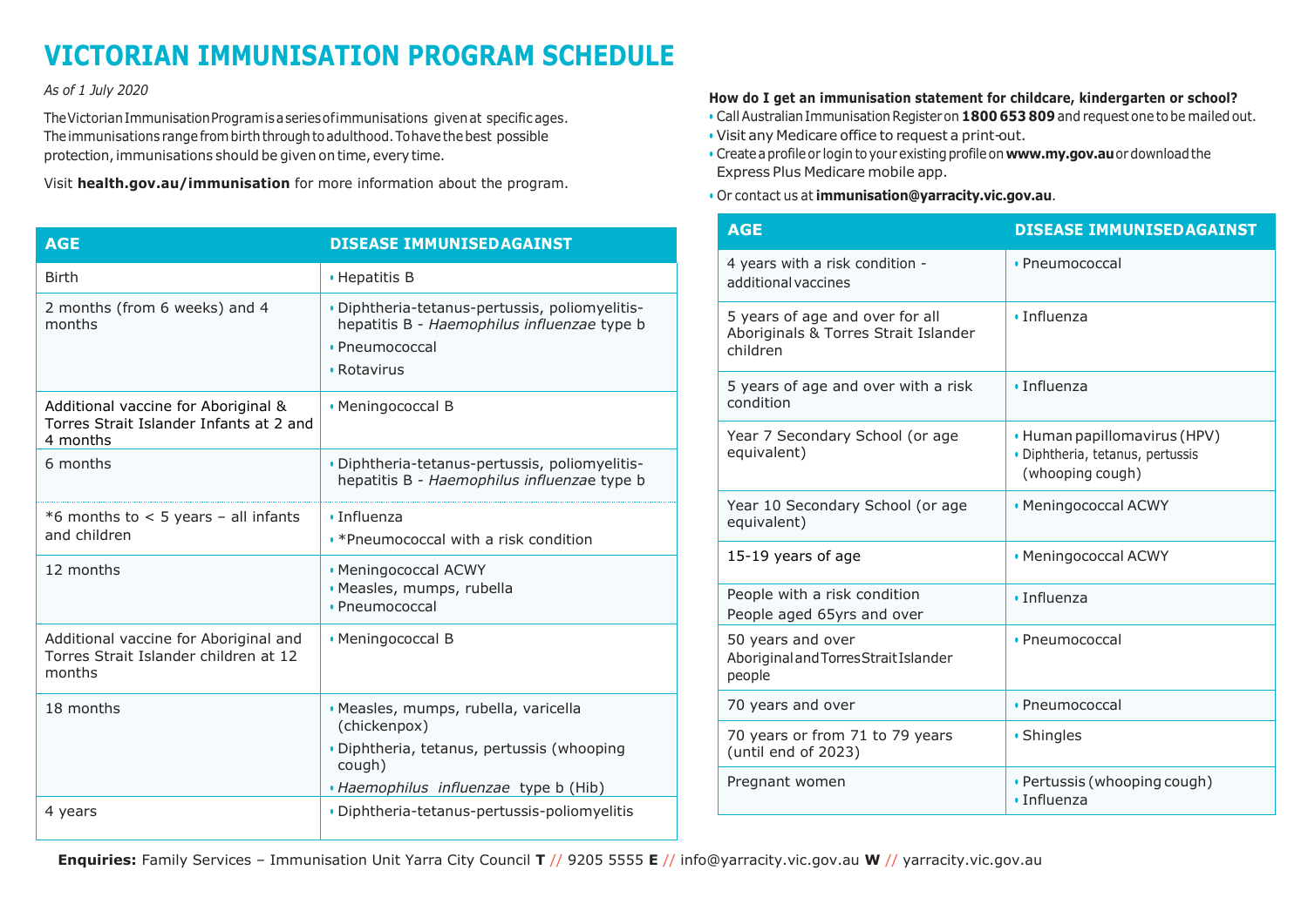# VICTORIAN IMMUNISATION PROGRAM SCHEDULE

*As of 1 July 2020*

The Victorian Immunisation Program is a series of immunisations given at specific ages. The immunisations range from birth through to adulthood. To have the best possible protection, immunisations should be given on time, every time.

Visit **health.gov.au/immunisation** for more information about the program.

| AGE | DISEASE IMMUNISEDAGAINST |
|---|---|
| Birth | • Hepatitis B |
| 2 months (from 6 weeks) and 4 months | • Diphtheria-tetanus-pertussis, poliomyelitis-hepatitis B - *Haemophilus influenzae* type b<br>• Pneumococcal<br>• Rotavirus |
| Additional vaccine for Aboriginal & Torres Strait Islander Infants at 2 and 4 months | • Meningococcal B |
| 6 months | • Diphtheria-tetanus-pertussis, poliomyelitis-hepatitis B - *Haemophilus influenzae* type b |
| *6 months to < 5 years – all infants and children | • Influenza<br>• *Pneumococcal with a risk condition |
| 12 months | • Meningococcal ACWY<br>• Measles, mumps, rubella<br>• Pneumococcal |
| Additional vaccine for Aboriginal and Torres Strait Islander children at 12 months | • Meningococcal B |
| 18 months | • Measles, mumps, rubella, varicella (chickenpox)<br>• Diphtheria, tetanus, pertussis (whooping cough)<br>• *Haemophilus influenzae* type b (Hib) |
| 4 years | • Diphtheria-tetanus-pertussis-poliomyelitis |

**How do I get an immunisation statement for childcare, kindergarten or school?**

- Call Australian Immunisation Register on **1800 653 809** and request one to be mailed out.
- Visit any Medicare office to request a print-out.
- Create a profile or login to your existing profile on **www.my.gov.au** or download the Express Plus Medicare mobile app.
- Or contact us at **immunisation@yarracity.vic.gov.au**.

| AGE | DISEASE IMMUNISEDAGAINST |
|---|---|
| 4 years with a risk condition - additional vaccines | • Pneumococcal |
| 5 years of age and over for all Aboriginals & Torres Strait Islander children | • Influenza |
| 5 years of age and over with a risk condition | • Influenza |
| Year 7 Secondary School (or age equivalent) | • Human papillomavirus (HPV)<br>• Diphtheria, tetanus, pertussis (whooping cough) |
| Year 10 Secondary School (or age equivalent) | • Meningococcal ACWY |
| 15-19 years of age | • Meningococcal ACWY |
| People with a risk condition<br>People aged 65yrs and over | • Influenza |
| 50 years and over Aboriginal and Torres Strait Islander people | • Pneumococcal |
| 70 years and over | • Pneumococcal |
| 70 years or from 71 to 79 years (until end of 2023) | • Shingles |
| Pregnant women | • Pertussis (whooping cough)<br>• Influenza |

**Enquiries:** Family Services – Immunisation Unit Yarra City Council **T** // 9205 5555 **E** // info@yarracity.vic.gov.au **W** // yarracity.vic.gov.au